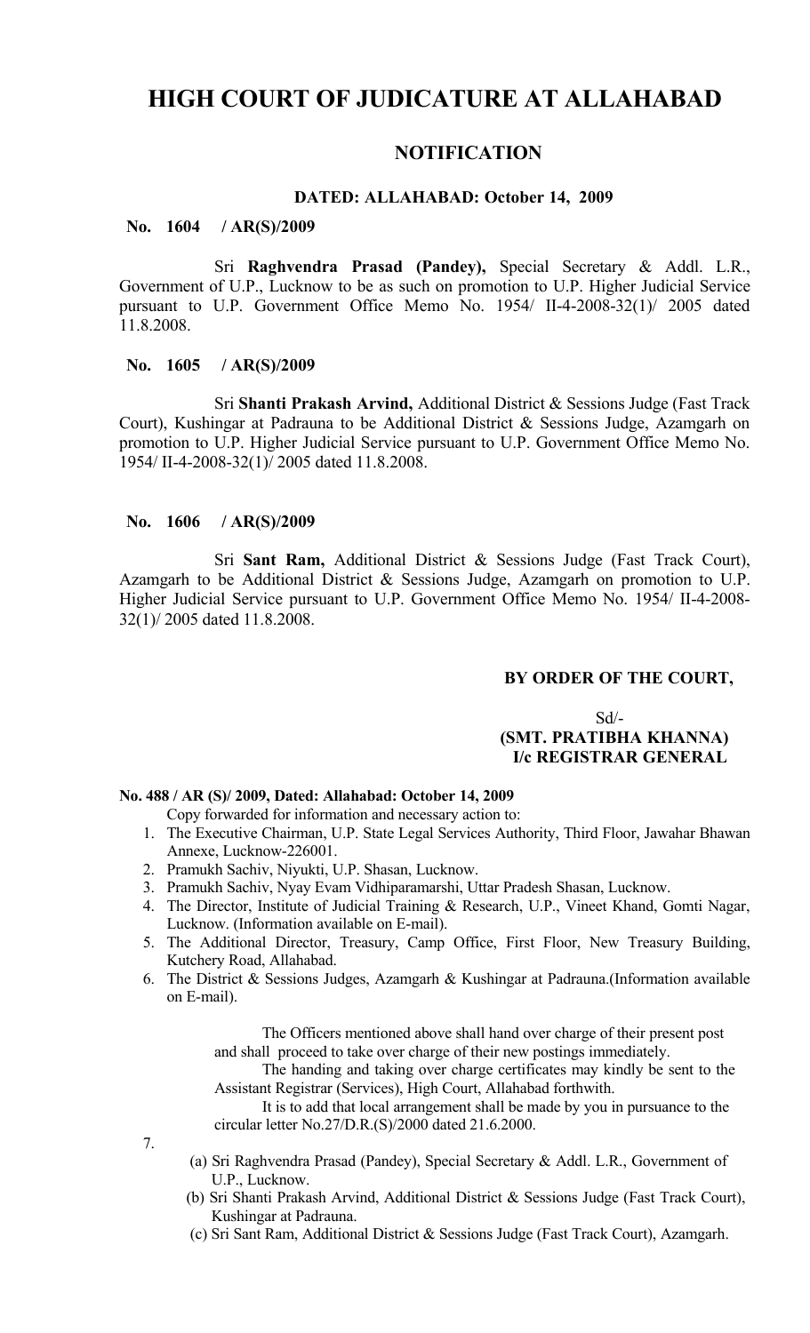# HIGH COURT OF JUDICATURE AT ALLAHABAD

## NOTIFICATION

**DATED: ALLAHABAD: October 14, 2009**

**No. 1604 / AR(S)/2009**

Sri **Raghvendra Prasad (Pandey),** Special Secretary & Addl. L.R., Government of U.P., Lucknow to be as such on promotion to U.P. Higher Judicial Service pursuant to U.P. Government Office Memo No. 1954/ II-4-2008-32(1)/ 2005 dated 11.8.2008.

**No. 1605 / AR(S)/2009**

Sri **Shanti Prakash Arvind,** Additional District & Sessions Judge (Fast Track Court), Kushingar at Padrauna to be Additional District & Sessions Judge, Azamgarh on promotion to U.P. Higher Judicial Service pursuant to U.P. Government Office Memo No. 1954/ II-4-2008-32(1)/ 2005 dated 11.8.2008.

**No. 1606 / AR(S)/2009**

Sri **Sant Ram,** Additional District & Sessions Judge (Fast Track Court), Azamgarh to be Additional District & Sessions Judge, Azamgarh on promotion to U.P. Higher Judicial Service pursuant to U.P. Government Office Memo No. 1954/ II-4-2008-32(1)/ 2005 dated 11.8.2008.

**BY ORDER OF THE COURT,**

Sd/-
**(SMT. PRATIBHA KHANNA)**
**I/c REGISTRAR GENERAL**

**No. 488 / AR (S)/ 2009, Dated: Allahabad: October 14, 2009**

Copy forwarded for information and necessary action to:

1. The Executive Chairman, U.P. State Legal Services Authority, Third Floor, Jawahar Bhawan Annexe, Lucknow-226001.
2. Pramukh Sachiv, Niyukti, U.P. Shasan, Lucknow.
3. Pramukh Sachiv, Nyay Evam Vidhiparamarshi, Uttar Pradesh Shasan, Lucknow.
4. The Director, Institute of Judicial Training & Research, U.P., Vineet Khand, Gomti Nagar, Lucknow. (Information available on E-mail).
5. The Additional Director, Treasury, Camp Office, First Floor, New Treasury Building, Kutchery Road, Allahabad.
6. The District & Sessions Judges, Azamgarh & Kushingar at Padrauna.(Information available on E-mail).

   The Officers mentioned above shall hand over charge of their present post and shall proceed to take over charge of their new postings immediately.

   The handing and taking over charge certificates may kindly be sent to the Assistant Registrar (Services), High Court, Allahabad forthwith.

   It is to add that local arrangement shall be made by you in pursuance to the circular letter No.27/D.R.(S)/2000 dated 21.6.2000.

7.
   (a) Sri Raghvendra Prasad (Pandey), Special Secretary & Addl. L.R., Government of U.P., Lucknow.
   (b) Sri Shanti Prakash Arvind, Additional District & Sessions Judge (Fast Track Court), Kushingar at Padrauna.
   (c) Sri Sant Ram, Additional District & Sessions Judge (Fast Track Court), Azamgarh.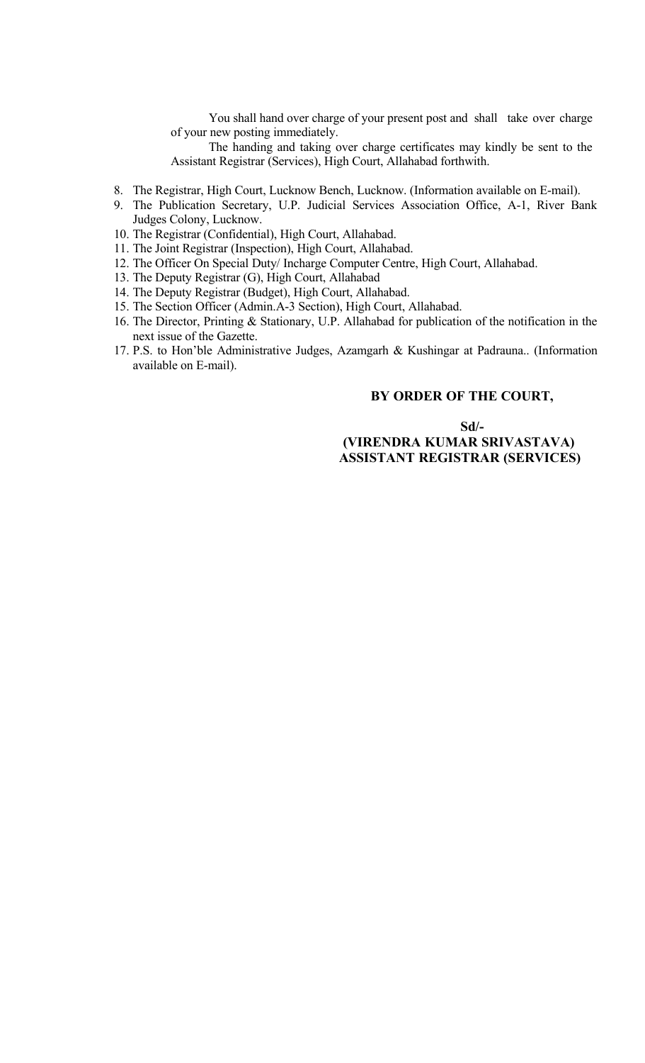You shall hand over charge of your present post and shall take over charge of your new posting immediately.

The handing and taking over charge certificates may kindly be sent to the Assistant Registrar (Services), High Court, Allahabad forthwith.

8. The Registrar, High Court, Lucknow Bench, Lucknow. (Information available on E-mail).
9. The Publication Secretary, U.P. Judicial Services Association Office, A-1, River Bank Judges Colony, Lucknow.
10. The Registrar (Confidential), High Court, Allahabad.
11. The Joint Registrar (Inspection), High Court, Allahabad.
12. The Officer On Special Duty/ Incharge Computer Centre, High Court, Allahabad.
13. The Deputy Registrar (G), High Court, Allahabad
14. The Deputy Registrar (Budget), High Court, Allahabad.
15. The Section Officer (Admin.A-3 Section), High Court, Allahabad.
16. The Director, Printing & Stationary, U.P. Allahabad for publication of the notification in the next issue of the Gazette.
17. P.S. to Hon'ble Administrative Judges, Azamgarh & Kushingar at Padrauna.. (Information available on E-mail).

**BY ORDER OF THE COURT,**

**Sd/-**

**(VIRENDRA KUMAR SRIVASTAVA)**

**ASSISTANT REGISTRAR (SERVICES)**